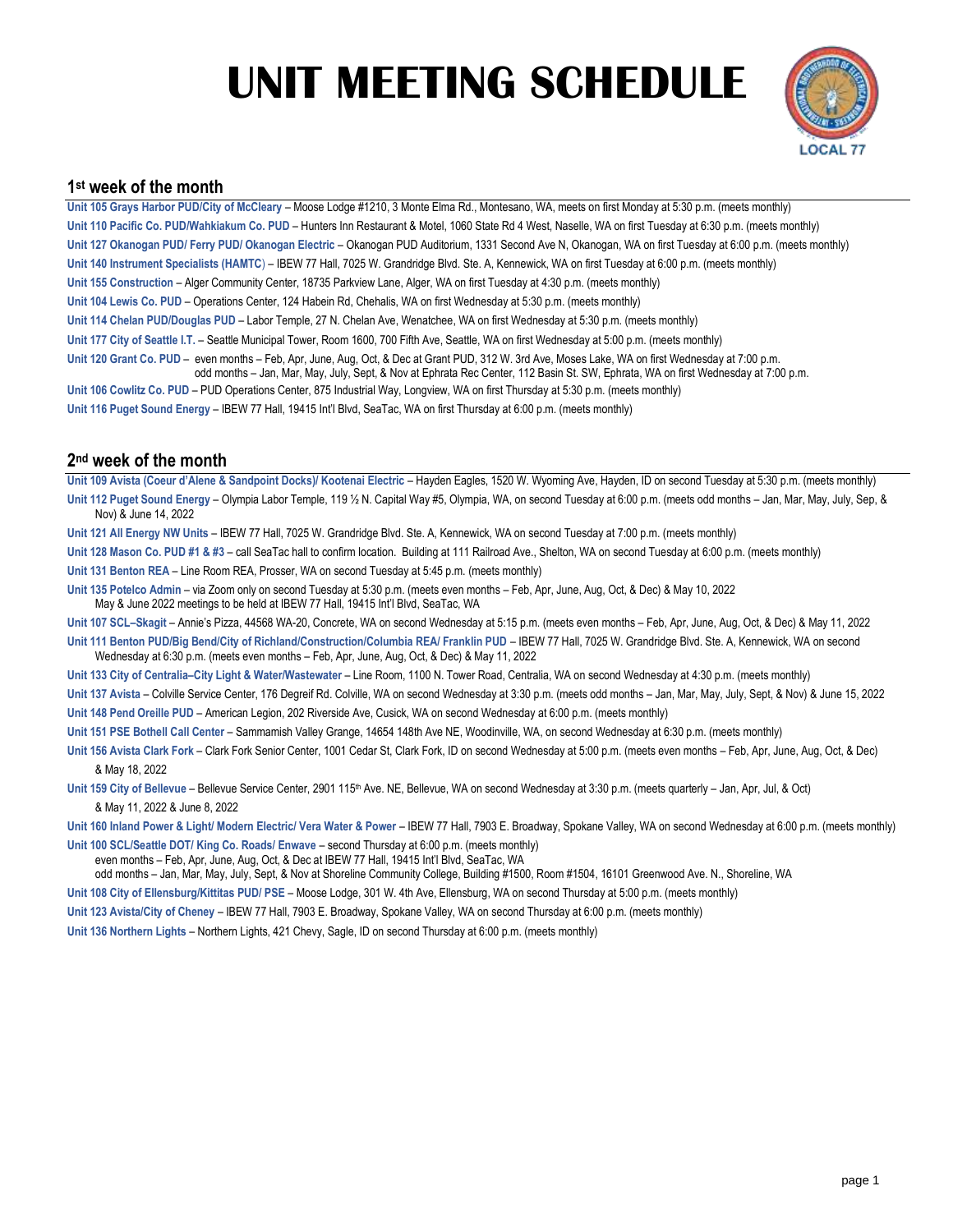# UNIT MEETING SCHEDULE

LOCAL 77

## 1st week of the month

**Unit 105 Grays Harbor PUD/City of McCleary** – Moose Lodge #1210, 3 Monte Elma Rd., Montesano, WA, meets on first Monday at 5:30 p.m. (meets monthly)

**Unit 110 Pacific Co. PUD/Wahkiakum Co. PUD** – Hunters Inn Restaurant & Motel, 1060 State Rd 4 West, Naselle, WA on first Tuesday at 6:30 p.m. (meets monthly)

**Unit 127 Okanogan PUD/ Ferry PUD/ Okanogan Electric** – Okanogan PUD Auditorium, 1331 Second Ave N, Okanogan, WA on first Tuesday at 6:00 p.m. (meets monthly)

**Unit 140 Instrument Specialists (HAMTC)** – IBEW 77 Hall, 7025 W. Grandridge Blvd. Ste. A, Kennewick, WA on first Tuesday at 6:00 p.m. (meets monthly)

**Unit 155 Construction** – Alger Community Center, 18735 Parkview Lane, Alger, WA on first Tuesday at 4:30 p.m. (meets monthly)

**Unit 104 Lewis Co. PUD** – Operations Center, 124 Habein Rd, Chehalis, WA on first Wednesday at 5:30 p.m. (meets monthly)

**Unit 114 Chelan PUD/Douglas PUD** – Labor Temple, 27 N. Chelan Ave, Wenatchee, WA on first Wednesday at 5:30 p.m. (meets monthly)

**Unit 177 City of Seattle I.T.** – Seattle Municipal Tower, Room 1600, 700 Fifth Ave, Seattle, WA on first Wednesday at 5:00 p.m. (meets monthly)

**Unit 120 Grant Co. PUD** – even months – Feb, Apr, June, Aug, Oct, & Dec at Grant PUD, 312 W. 3rd Ave, Moses Lake, WA on first Wednesday at 7:00 p.m.
odd months – Jan, Mar, May, July, Sept, & Nov at Ephrata Rec Center, 112 Basin St. SW, Ephrata, WA on first Wednesday at 7:00 p.m.

**Unit 106 Cowlitz Co. PUD** – PUD Operations Center, 875 Industrial Way, Longview, WA on first Thursday at 5:30 p.m. (meets monthly)

**Unit 116 Puget Sound Energy** – IBEW 77 Hall, 19415 Int'l Blvd, SeaTac, WA on first Thursday at 6:00 p.m. (meets monthly)

## 2nd week of the month

**Unit 109 Avista (Coeur d'Alene & Sandpoint Docks)/ Kootenai Electric** – Hayden Eagles, 1520 W. Wyoming Ave, Hayden, ID on second Tuesday at 5:30 p.m. (meets monthly)

**Unit 112 Puget Sound Energy** – Olympia Labor Temple, 119 ½ N. Capital Way #5, Olympia, WA, on second Tuesday at 6:00 p.m. (meets odd months – Jan, Mar, May, July, Sep, & Nov) & June 14, 2022

**Unit 121 All Energy NW Units** – IBEW 77 Hall, 7025 W. Grandridge Blvd. Ste. A, Kennewick, WA on second Tuesday at 7:00 p.m. (meets monthly)

**Unit 128 Mason Co. PUD #1 & #3** – call SeaTac hall to confirm location. Building at 111 Railroad Ave., Shelton, WA on second Tuesday at 6:00 p.m. (meets monthly)

**Unit 131 Benton REA** – Line Room REA, Prosser, WA on second Tuesday at 5:45 p.m. (meets monthly)

**Unit 135 Potelco Admin** – via Zoom only on second Tuesday at 5:30 p.m. (meets even months – Feb, Apr, June, Aug, Oct, & Dec) & May 10, 2022
May & June 2022 meetings to be held at IBEW 77 Hall, 19415 Int'l Blvd, SeaTac, WA

**Unit 107 SCL–Skagit** – Annie's Pizza, 44568 WA-20, Concrete, WA on second Wednesday at 5:15 p.m. (meets even months – Feb, Apr, June, Aug, Oct, & Dec) & May 11, 2022

**Unit 111 Benton PUD/Big Bend/City of Richland/Construction/Columbia REA/ Franklin PUD** – IBEW 77 Hall, 7025 W. Grandridge Blvd. Ste. A, Kennewick, WA on second Wednesday at 6:30 p.m. (meets even months – Feb, Apr, June, Aug, Oct, & Dec) & May 11, 2022

**Unit 133 City of Centralia–City Light & Water/Wastewater** – Line Room, 1100 N. Tower Road, Centralia, WA on second Wednesday at 4:30 p.m. (meets monthly)

**Unit 137 Avista** – Colville Service Center, 176 Degreif Rd. Colville, WA on second Wednesday at 3:30 p.m. (meets odd months – Jan, Mar, May, July, Sept, & Nov) & June 15, 2022

**Unit 148 Pend Oreille PUD** – American Legion, 202 Riverside Ave, Cusick, WA on second Wednesday at 6:00 p.m. (meets monthly)

**Unit 151 PSE Bothell Call Center** – Sammamish Valley Grange, 14654 148th Ave NE, Woodinville, WA, on second Wednesday at 6:30 p.m. (meets monthly)

**Unit 156 Avista Clark Fork** – Clark Fork Senior Center, 1001 Cedar St, Clark Fork, ID on second Wednesday at 5:00 p.m. (meets even months – Feb, Apr, June, Aug, Oct, & Dec) & May 18, 2022

**Unit 159 City of Bellevue** – Bellevue Service Center, 2901 115th Ave. NE, Bellevue, WA on second Wednesday at 3:30 p.m. (meets quarterly – Jan, Apr, Jul, & Oct) & May 11, 2022 & June 8, 2022

**Unit 160 Inland Power & Light/ Modern Electric/ Vera Water & Power** – IBEW 77 Hall, 7903 E. Broadway, Spokane Valley, WA on second Wednesday at 6:00 p.m. (meets monthly)

**Unit 100 SCL/Seattle DOT/ King Co. Roads/ Enwave** – second Thursday at 6:00 p.m. (meets monthly)
even months – Feb, Apr, June, Aug, Oct, & Dec at IBEW 77 Hall, 19415 Int'l Blvd, SeaTac, WA
odd months – Jan, Mar, May, July, Sept, & Nov at Shoreline Community College, Building #1500, Room #1504, 16101 Greenwood Ave. N., Shoreline, WA

**Unit 108 City of Ellensburg/Kittitas PUD/ PSE** – Moose Lodge, 301 W. 4th Ave, Ellensburg, WA on second Thursday at 5:00 p.m. (meets monthly)

**Unit 123 Avista/City of Cheney** – IBEW 77 Hall, 7903 E. Broadway, Spokane Valley, WA on second Thursday at 6:00 p.m. (meets monthly)

**Unit 136 Northern Lights** – Northern Lights, 421 Chevy, Sagle, ID on second Thursday at 6:00 p.m. (meets monthly)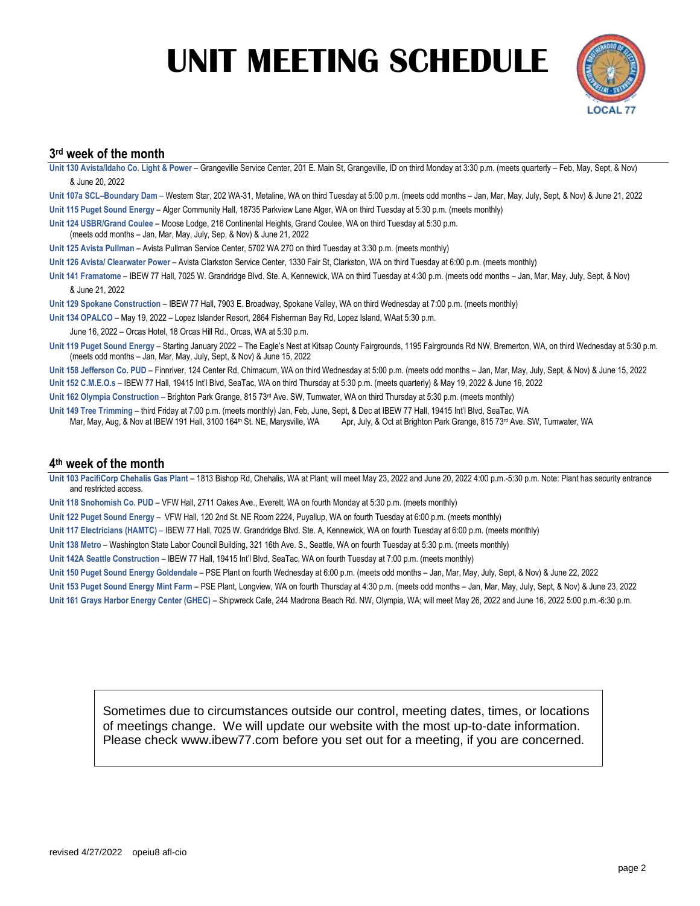# UNIT MEETING SCHEDULE

LOCAL 77

## 3rd week of the month

**Unit 130 Avista/Idaho Co. Light & Power** – Grangeville Service Center, 201 E. Main St, Grangeville, ID on third Monday at 3:30 p.m. (meets quarterly – Feb, May, Sept, & Nov) & June 20, 2022

**Unit 107a SCL–Boundary Dam** – Western Star, 202 WA-31, Metaline, WA on third Tuesday at 5:00 p.m. (meets odd months – Jan, Mar, May, July, Sept, & Nov) & June 21, 2022

**Unit 115 Puget Sound Energy** – Alger Community Hall, 18735 Parkview Lane Alger, WA on third Tuesday at 5:30 p.m. (meets monthly)

**Unit 124 USBR/Grand Coulee** – Moose Lodge, 216 Continental Heights, Grand Coulee, WA on third Tuesday at 5:30 p.m. (meets odd months – Jan, Mar, May, July, Sep, & Nov) & June 21, 2022

**Unit 125 Avista Pullman** – Avista Pullman Service Center, 5702 WA 270 on third Tuesday at 3:30 p.m. (meets monthly)

**Unit 126 Avista/ Clearwater Power** – Avista Clarkston Service Center, 1330 Fair St, Clarkston, WA on third Tuesday at 6:00 p.m. (meets monthly)

**Unit 141 Framatome** – IBEW 77 Hall, 7025 W. Grandridge Blvd. Ste. A, Kennewick, WA on third Tuesday at 4:30 p.m. (meets odd months – Jan, Mar, May, July, Sept, & Nov) & June 21, 2022

**Unit 129 Spokane Construction** – IBEW 77 Hall, 7903 E. Broadway, Spokane Valley, WA on third Wednesday at 7:00 p.m. (meets monthly)

**Unit 134 OPALCO** – May 19, 2022 – Lopez Islander Resort, 2864 Fisherman Bay Rd, Lopez Island, WAat 5:30 p.m.
June 16, 2022 – Orcas Hotel, 18 Orcas Hill Rd., Orcas, WA at 5:30 p.m.

**Unit 119 Puget Sound Energy** – Starting January 2022 – The Eagle's Nest at Kitsap County Fairgrounds, 1195 Fairgrounds Rd NW, Bremerton, WA, on third Wednesday at 5:30 p.m. (meets odd months – Jan, Mar, May, July, Sept, & Nov) & June 15, 2022

**Unit 158 Jefferson Co. PUD** – Finnriver, 124 Center Rd, Chimacum, WA on third Wednesday at 5:00 p.m. (meets odd months – Jan, Mar, May, July, Sept, & Nov) & June 15, 2022

**Unit 152 C.M.E.O.s** – IBEW 77 Hall, 19415 Int'l Blvd, SeaTac, WA on third Thursday at 5:30 p.m. (meets quarterly) & May 19, 2022 & June 16, 2022

**Unit 162 Olympia Construction** – Brighton Park Grange, 815 73rd Ave. SW, Tumwater, WA on third Thursday at 5:30 p.m. (meets monthly)

**Unit 149 Tree Trimming** – third Friday at 7:00 p.m. (meets monthly) Jan, Feb, June, Sept, & Dec at IBEW 77 Hall, 19415 Int'l Blvd, SeaTac, WA
Mar, May, Aug, & Nov at IBEW 191 Hall, 3100 164th St. NE, Marysville, WA  Apr, July, & Oct at Brighton Park Grange, 815 73rd Ave. SW, Tumwater, WA

## 4th week of the month

**Unit 103 PacifiCorp Chehalis Gas Plant** – 1813 Bishop Rd, Chehalis, WA at Plant; will meet May 23, 2022 and June 20, 2022 4:00 p.m.-5:30 p.m. Note: Plant has security entrance and restricted access.

**Unit 118 Snohomish Co. PUD** – VFW Hall, 2711 Oakes Ave., Everett, WA on fourth Monday at 5:30 p.m. (meets monthly)

**Unit 122 Puget Sound Energy** – VFW Hall, 120 2nd St. NE Room 2224, Puyallup, WA on fourth Tuesday at 6:00 p.m. (meets monthly)

**Unit 117 Electricians (HAMTC)** – IBEW 77 Hall, 7025 W. Grandridge Blvd. Ste. A, Kennewick, WA on fourth Tuesday at 6:00 p.m. (meets monthly)

**Unit 138 Metro** – Washington State Labor Council Building, 321 16th Ave. S., Seattle, WA on fourth Tuesday at 5:30 p.m. (meets monthly)

**Unit 142A Seattle Construction** – IBEW 77 Hall, 19415 Int'l Blvd, SeaTac, WA on fourth Tuesday at 7:00 p.m. (meets monthly)

**Unit 150 Puget Sound Energy Goldendale** – PSE Plant on fourth Wednesday at 6:00 p.m. (meets odd months – Jan, Mar, May, July, Sept, & Nov) & June 22, 2022

**Unit 153 Puget Sound Energy Mint Farm** – PSE Plant, Longview, WA on fourth Thursday at 4:30 p.m. (meets odd months – Jan, Mar, May, July, Sept, & Nov) & June 23, 2022

**Unit 161 Grays Harbor Energy Center (GHEC)** – Shipwreck Cafe, 244 Madrona Beach Rd. NW, Olympia, WA; will meet May 26, 2022 and June 16, 2022 5:00 p.m.-6:30 p.m.

> Sometimes due to circumstances outside our control, meeting dates, times, or locations of meetings change. We will update our website with the most up-to-date information. Please check www.ibew77.com before you set out for a meeting, if you are concerned.

revised 4/27/2022 opeiu8 afl-cio